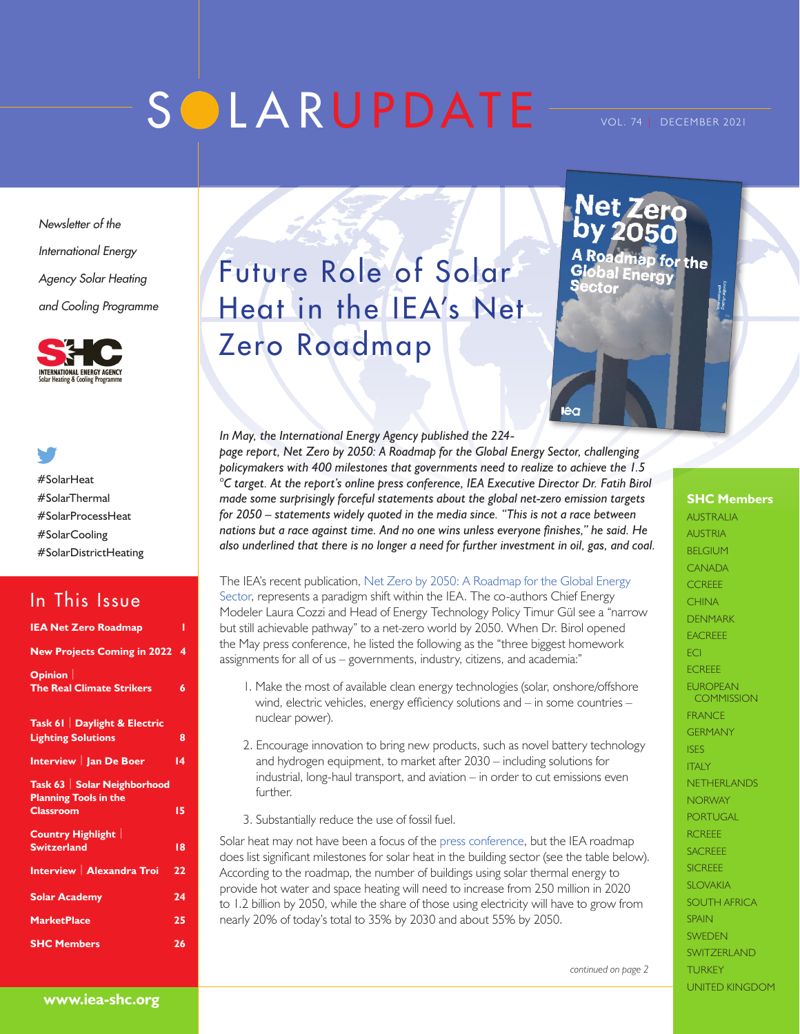# SOLARUPDATE

VOL. 74 | DECEMBER 2021

*Newsletter of the International Energy Agency Solar Heating and Cooling Programme*

#SolarHeat
#SolarThermal
#SolarProcessHeat
#SolarCooling
#SolarDistrictHeating

## In This Issue

| | |
|---|---|
| **IEA Net Zero Roadmap** | **1** |
| **New Projects Coming in 2022** | **4** |
| **Opinion \| The Real Climate Strikers** | **6** |
| **Task 61 \| Daylight & Electric Lighting Solutions** | **8** |
| **Interview \| Jan De Boer** | **14** |
| **Task 63 \| Solar Neighborhood Planning Tools in the Classroom** | **15** |
| **Country Highlight \| Switzerland** | **18** |
| **Interview \| Alexandra Troi** | **22** |
| **Solar Academy** | **24** |
| **MarketPlace** | **25** |
| **SHC Members** | **26** |

**www.iea-shc.org**

# Future Role of Solar Heat in the IEA's Net Zero Roadmap

*In May, the International Energy Agency published the 224-page report, Net Zero by 2050: A Roadmap for the Global Energy Sector, challenging policymakers with 400 milestones that governments need to realize to achieve the 1.5 °C target. At the report's online press conference, IEA Executive Director Dr. Fatih Birol made some surprisingly forceful statements about the global net-zero emission targets for 2050 – statements widely quoted in the media since. "This is not a race between nations but a race against time. And no one wins unless everyone finishes," he said. He also underlined that there is no longer a need for further investment in oil, gas, and coal.*

The IEA's recent publication, Net Zero by 2050: A Roadmap for the Global Energy Sector, represents a paradigm shift within the IEA. The co-authors Chief Energy Modeler Laura Cozzi and Head of Energy Technology Policy Timur Gül see a "narrow but still achievable pathway" to a net-zero world by 2050. When Dr. Birol opened the May press conference, he listed the following as the "three biggest homework assignments for all of us – governments, industry, citizens, and academia:"

1. Make the most of available clean energy technologies (solar, onshore/offshore wind, electric vehicles, energy efficiency solutions and – in some countries – nuclear power).
2. Encourage innovation to bring new products, such as novel battery technology and hydrogen equipment, to market after 2030 – including solutions for industrial, long-haul transport, and aviation – in order to cut emissions even further.
3. Substantially reduce the use of fossil fuel.

Solar heat may not have been a focus of the press conference, but the IEA roadmap does list significant milestones for solar heat in the building sector (see the table below). According to the roadmap, the number of buildings using solar thermal energy to provide hot water and space heating will need to increase from 250 million in 2020 to 1.2 billion by 2050, while the share of those using electricity will have to grow from nearly 20% of today's total to 35% by 2030 and about 55% by 2050.

*continued on page 2*

## SHC Members

AUSTRALIA
AUSTRIA
BELGIUM
CANADA
CCREEE
CHINA
DENMARK
EACREEE
ECI
ECREEE
EUROPEAN COMMISSION
FRANCE
GERMANY
ISES
ITALY
NETHERLANDS
NORWAY
PORTUGAL
RCREEE
SACREEE
SICREEE
SLOVAKIA
SOUTH AFRICA
SPAIN
SWEDEN
SWITZERLAND
TURKEY
UNITED KINGDOM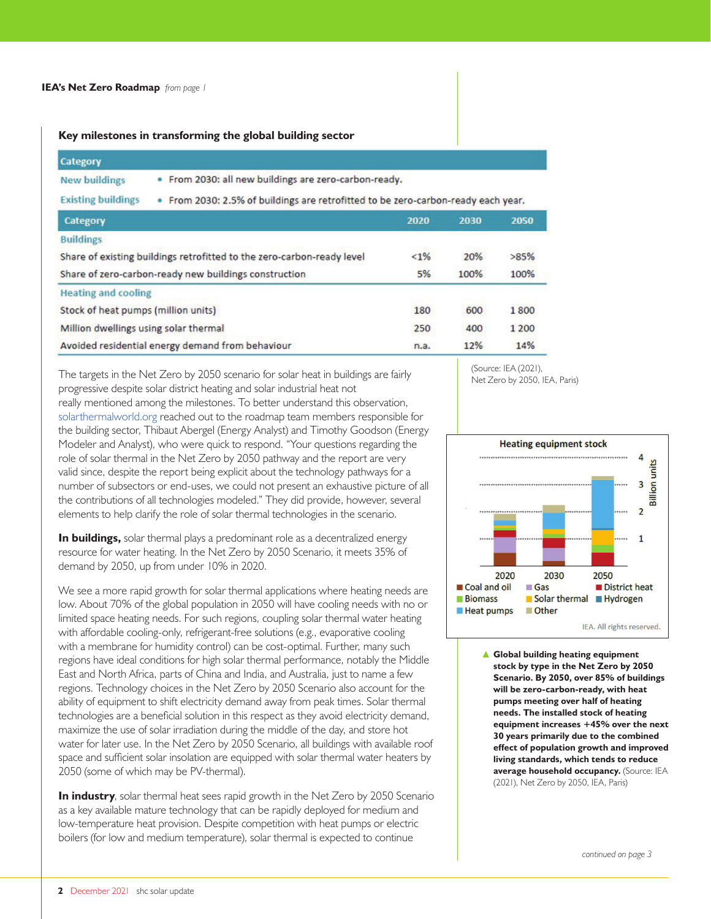**IEA's Net Zero Roadmap** *from page 1*

### Key milestones in transforming the global building sector

| Category | |
|---|---|
| New buildings | • From 2030: all new buildings are zero-carbon-ready. |
| Existing buildings | • From 2030: 2.5% of buildings are retrofitted to be zero-carbon-ready each year. |

| Category | 2020 | 2030 | 2050 |
|---|---|---|---|
| **Buildings** | | | |
| Share of existing buildings retrofitted to the zero-carbon-ready level | <1% | 20% | >85% |
| Share of zero-carbon-ready new buildings construction | 5% | 100% | 100% |
| **Heating and cooling** | | | |
| Stock of heat pumps (million units) | 180 | 600 | 1 800 |
| Million dwellings using solar thermal | 250 | 400 | 1 200 |
| Avoided residential energy demand from behaviour | n.a. | 12% | 14% |

(Source: IEA (2021), Net Zero by 2050, IEA, Paris)

The targets in the Net Zero by 2050 scenario for solar heat in buildings are fairly progressive despite solar district heating and solar industrial heat not really mentioned among the milestones. To better understand this observation, solarthermalworld.org reached out to the roadmap team members responsible for the building sector, Thibaut Abergel (Energy Analyst) and Timothy Goodson (Energy Modeler and Analyst), who were quick to respond. "Your questions regarding the role of solar thermal in the Net Zero by 2050 pathway and the report are very valid since, despite the report being explicit about the technology pathways for a number of subsectors or end-uses, we could not present an exhaustive picture of all the contributions of all technologies modeled." They did provide, however, several elements to help clarify the role of solar thermal technologies in the scenario.

**In buildings,** solar thermal plays a predominant role as a decentralized energy resource for water heating. In the Net Zero by 2050 Scenario, it meets 35% of demand by 2050, up from under 10% in 2020.

We see a more rapid growth for solar thermal applications where heating needs are low. About 70% of the global population in 2050 will have cooling needs with no or limited space heating needs. For such regions, coupling solar thermal water heating with affordable cooling-only, refrigerant-free solutions (e.g., evaporative cooling with a membrane for humidity control) can be cost-optimal. Further, many such regions have ideal conditions for high solar thermal performance, notably the Middle East and North Africa, parts of China and India, and Australia, just to name a few regions. Technology choices in the Net Zero by 2050 Scenario also account for the ability of equipment to shift electricity demand away from peak times. Solar thermal technologies are a beneficial solution in this respect as they avoid electricity demand, maximize the use of solar irradiation during the middle of the day, and store hot water for later use. In the Net Zero by 2050 Scenario, all buildings with available roof space and sufficient solar insolation are equipped with solar thermal water heaters by 2050 (some of which may be PV-thermal).

**In industry**, solar thermal heat sees rapid growth in the Net Zero by 2050 Scenario as a key available mature technology that can be rapidly deployed for medium and low-temperature heat provision. Despite competition with heat pumps or electric boilers (for low and medium temperature), solar thermal is expected to continue

**Heating equipment stock**

| | 2020 | 2030 | 2050 |
|---|---|---|---|

Billion units (0–4). Legend: Coal and oil, Gas, District heat, Biomass, Solar thermal, Hydrogen, Heat pumps, Other. IEA. All rights reserved.

▲ **Global building heating equipment stock by type in the Net Zero by 2050 Scenario. By 2050, over 85% of buildings will be zero-carbon-ready, with heat pumps meeting over half of heating needs. The installed stock of heating equipment increases +45% over the next 30 years primarily due to the combined effect of population growth and improved living standards, which tends to reduce average household occupancy.** (Source: IEA (2021), Net Zero by 2050, IEA, Paris)

*continued on page 3*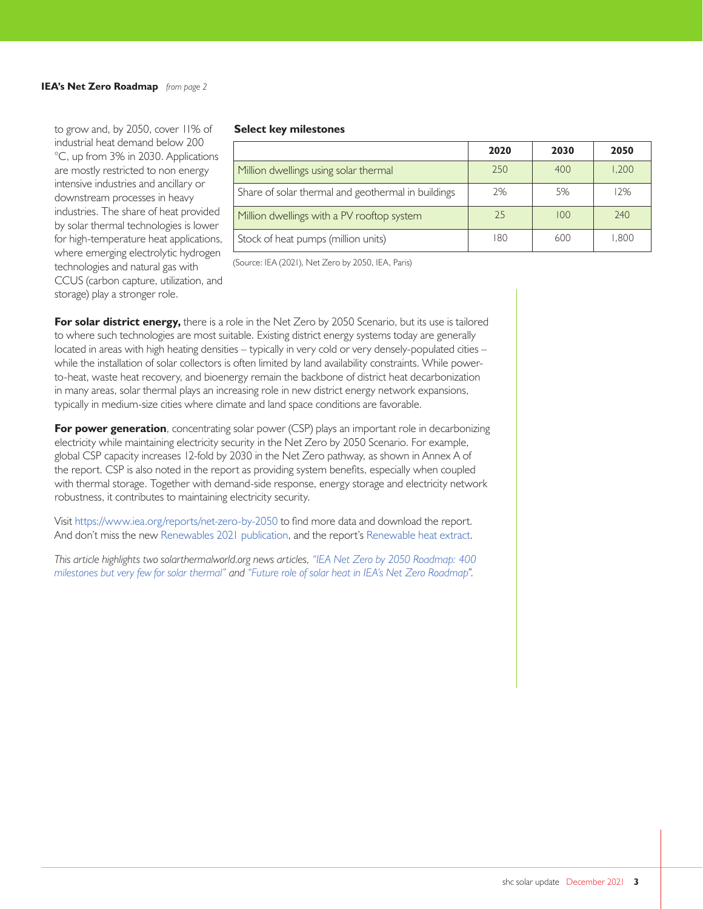**IEA's Net Zero Roadmap** *from page 2*

to grow and, by 2050, cover 11% of industrial heat demand below 200 °C, up from 3% in 2030. Applications are mostly restricted to non energy intensive industries and ancillary or downstream processes in heavy industries. The share of heat provided by solar thermal technologies is lower for high-temperature heat applications, where emerging electrolytic hydrogen technologies and natural gas with CCUS (carbon capture, utilization, and storage) play a stronger role.

**Select key milestones**

| | 2020 | 2030 | 2050 |
|---|---|---|---|
| Million dwellings using solar thermal | 250 | 400 | 1,200 |
| Share of solar thermal and geothermal in buildings | 2% | 5% | 12% |
| Million dwellings with a PV rooftop system | 25 | 100 | 240 |
| Stock of heat pumps (million units) | 180 | 600 | 1,800 |

(Source: IEA (2021), Net Zero by 2050, IEA, Paris)

**For solar district energy,** there is a role in the Net Zero by 2050 Scenario, but its use is tailored to where such technologies are most suitable. Existing district energy systems today are generally located in areas with high heating densities – typically in very cold or very densely-populated cities – while the installation of solar collectors is often limited by land availability constraints. While power-to-heat, waste heat recovery, and bioenergy remain the backbone of district heat decarbonization in many areas, solar thermal plays an increasing role in new district energy network expansions, typically in medium-size cities where climate and land space conditions are favorable.

**For power generation**, concentrating solar power (CSP) plays an important role in decarbonizing electricity while maintaining electricity security in the Net Zero by 2050 Scenario. For example, global CSP capacity increases 12-fold by 2030 in the Net Zero pathway, as shown in Annex A of the report. CSP is also noted in the report as providing system benefits, especially when coupled with thermal storage. Together with demand-side response, energy storage and electricity network robustness, it contributes to maintaining electricity security.

Visit https://www.iea.org/reports/net-zero-by-2050 to find more data and download the report. And don't miss the new Renewables 2021 publication, and the report's Renewable heat extract.

*This article highlights two solarthermalworld.org news articles, "IEA Net Zero by 2050 Roadmap: 400 milestones but very few for solar thermal" and "Future role of solar heat in IEA's Net Zero Roadmap".*